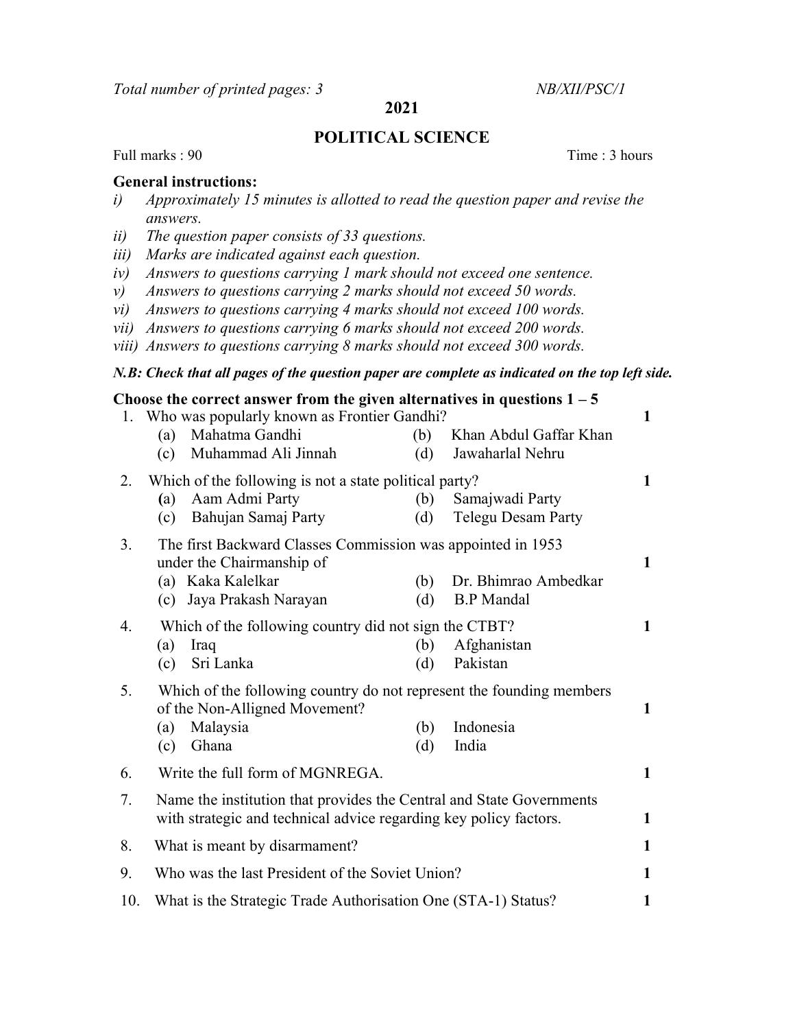*Total number of printed pages: 3* *NB/XII/PSC/1*

**2021**

# POLITICAL SCIENCE

Full marks : 90 Time : 3 hours

**General instructions:**

- *i) Approximately 15 minutes is allotted to read the question paper and revise the answers.*
- *ii) The question paper consists of 33 questions.*
- *iii) Marks are indicated against each question.*
- *iv) Answers to questions carrying 1 mark should not exceed one sentence.*
- *v) Answers to questions carrying 2 marks should not exceed 50 words.*
- *vi) Answers to questions carrying 4 marks should not exceed 100 words.*
- *vii) Answers to questions carrying 6 marks should not exceed 200 words.*
- *viii) Answers to questions carrying 8 marks should not exceed 300 words.*

***N.B: Check that all pages of the question paper are complete as indicated on the top left side.***

**Choose the correct answer from the given alternatives in questions 1 – 5**

1. Who was popularly known as Frontier Gandhi? **1**
   - (a) Mahatma Gandhi
   - (b) Khan Abdul Gaffar Khan
   - (c) Muhammad Ali Jinnah
   - (d) Jawaharlal Nehru

2. Which of the following is not a state political party? **1**
   - (a) Aam Admi Party
   - (b) Samajwadi Party
   - (c) Bahujan Samaj Party
   - (d) Telegu Desam Party

3. The first Backward Classes Commission was appointed in 1953 under the Chairmanship of **1**
   - (a) Kaka Kalelkar
   - (b) Dr. Bhimrao Ambedkar
   - (c) Jaya Prakash Narayan
   - (d) B.P Mandal

4. Which of the following country did not sign the CTBT? **1**
   - (a) Iraq
   - (b) Afghanistan
   - (c) Sri Lanka
   - (d) Pakistan

5. Which of the following country do not represent the founding members of the Non-Alligned Movement? **1**
   - (a) Malaysia
   - (b) Indonesia
   - (c) Ghana
   - (d) India

6. Write the full form of MGNREGA. **1**

7. Name the institution that provides the Central and State Governments with strategic and technical advice regarding key policy factors. **1**

8. What is meant by disarmament? **1**

9. Who was the last President of the Soviet Union? **1**

10. What is the Strategic Trade Authorisation One (STA-1) Status? **1**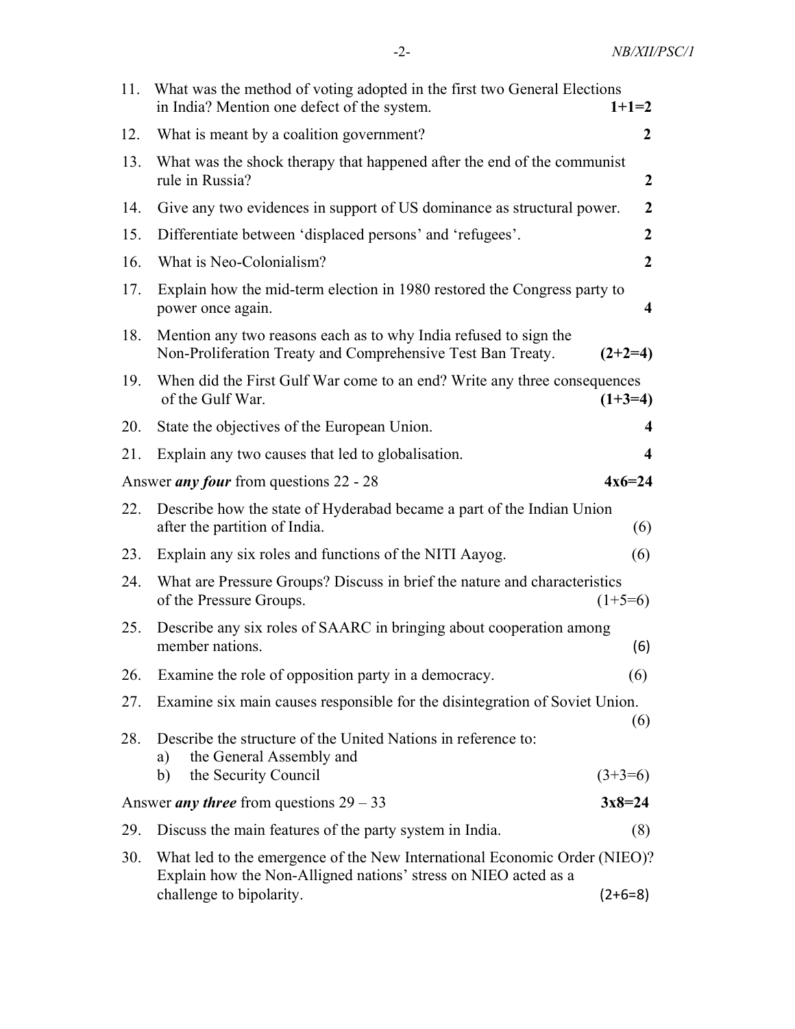11. What was the method of voting adopted in the first two General Elections in India? Mention one defect of the system. **1+1=2**

12. What is meant by a coalition government? **2**

13. What was the shock therapy that happened after the end of the communist rule in Russia? **2**

14. Give any two evidences in support of US dominance as structural power. **2**

15. Differentiate between 'displaced persons' and 'refugees'. **2**

16. What is Neo-Colonialism? **2**

17. Explain how the mid-term election in 1980 restored the Congress party to power once again. **4**

18. Mention any two reasons each as to why India refused to sign the Non-Proliferation Treaty and Comprehensive Test Ban Treaty. **(2+2=4)**

19. When did the First Gulf War come to an end? Write any three consequences of the Gulf War. **(1+3=4)**

20. State the objectives of the European Union. **4**

21. Explain any two causes that led to globalisation. **4**

Answer ***any four*** from questions 22 - 28 **4x6=24**

22. Describe how the state of Hyderabad became a part of the Indian Union after the partition of India. (6)

23. Explain any six roles and functions of the NITI Aayog. (6)

24. What are Pressure Groups? Discuss in brief the nature and characteristics of the Pressure Groups. (1+5=6)

25. Describe any six roles of SAARC in bringing about cooperation among member nations. (6)

26. Examine the role of opposition party in a democracy. (6)

27. Examine six main causes responsible for the disintegration of Soviet Union. (6)

28. Describe the structure of the United Nations in reference to:
    a) the General Assembly and
    b) the Security Council (3+3=6)

Answer ***any three*** from questions 29 – 33 **3x8=24**

29. Discuss the main features of the party system in India. (8)

30. What led to the emergence of the New International Economic Order (NIEO)? Explain how the Non-Alligned nations' stress on NIEO acted as a challenge to bipolarity. (2+6=8)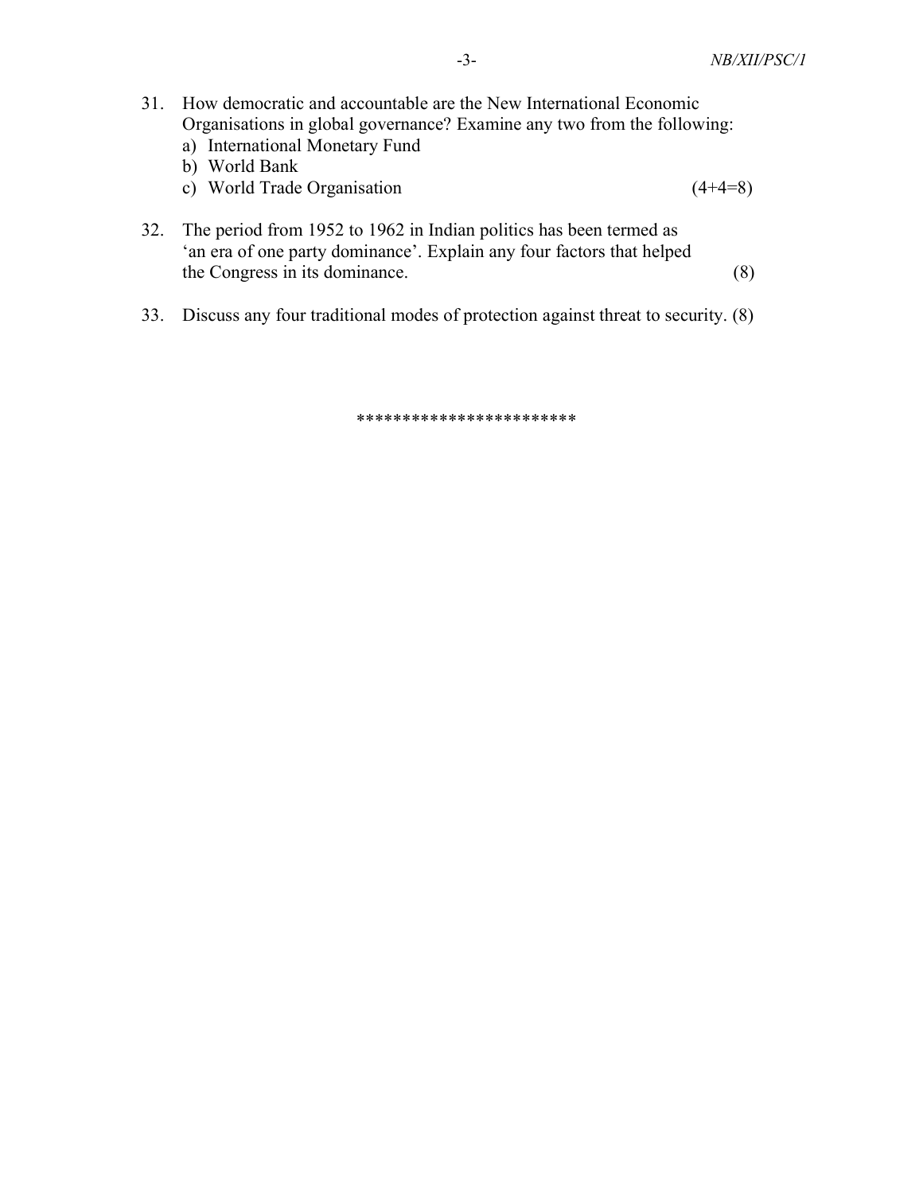31. How democratic and accountable are the New International Economic Organisations in global governance? Examine any two from the following:
    a) International Monetary Fund
    b) World Bank
    c) World Trade Organisation (4+4=8)

32. The period from 1952 to 1962 in Indian politics has been termed as 'an era of one party dominance'. Explain any four factors that helped the Congress in its dominance. (8)

33. Discuss any four traditional modes of protection against threat to security. (8)

***********************